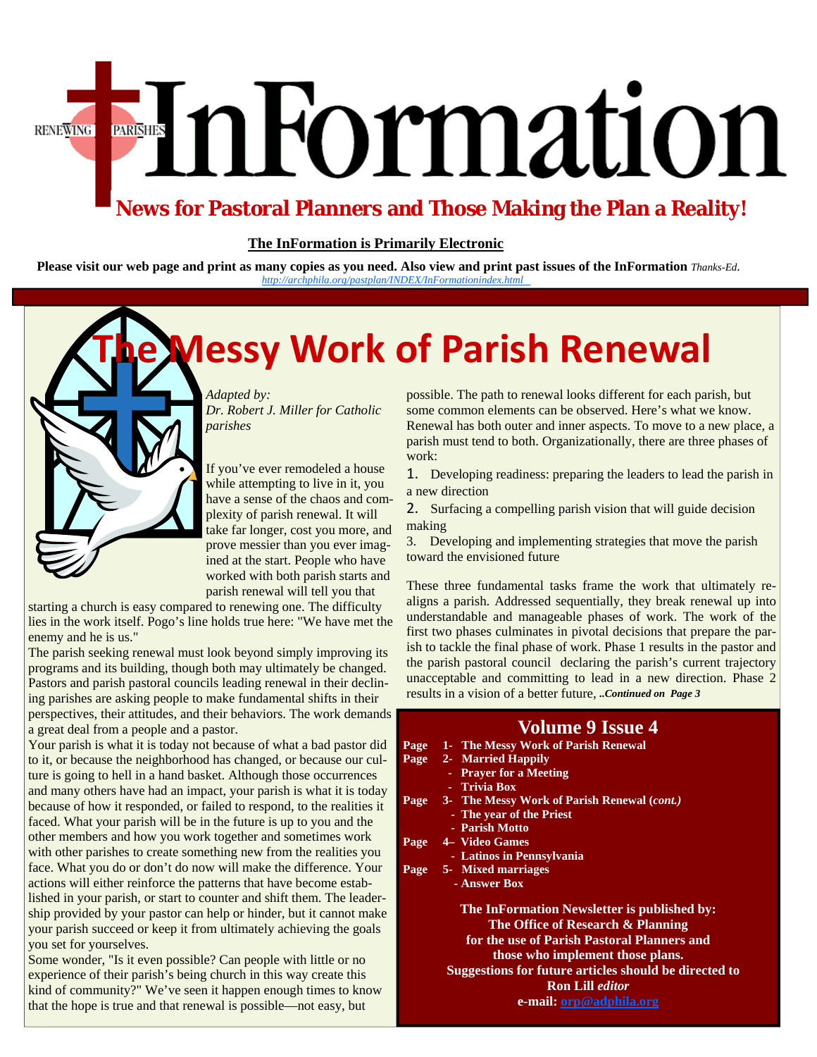# InFormation

RENEWING PARISHES

**News for Pastoral Planners and Those Making the Plan a Reality!**

**The InFormation is Primarily Electronic**

**Please visit our web page and print as many copies as you need. Also view and print past issues of the InFormation** *Thanks-Ed.*
http://archphila.org/pastplan/INDEX/InFormationindex.html

# The Messy Work of Parish Renewal

*Adapted by:*
*Dr. Robert J. Miller for Catholic parishes*

If you've ever remodeled a house while attempting to live in it, you have a sense of the chaos and complexity of parish renewal. It will take far longer, cost you more, and prove messier than you ever imagined at the start. People who have worked with both parish starts and parish renewal will tell you that starting a church is easy compared to renewing one. The difficulty lies in the work itself. Pogo's line holds true here: "We have met the enemy and he is us."

The parish seeking renewal must look beyond simply improving its programs and its building, though both may ultimately be changed. Pastors and parish pastoral councils leading renewal in their declining parishes are asking people to make fundamental shifts in their perspectives, their attitudes, and their behaviors. The work demands a great deal from a people and a pastor.

Your parish is what it is today not because of what a bad pastor did to it, or because the neighborhood has changed, or because our culture is going to hell in a hand basket. Although those occurrences and many others have had an impact, your parish is what it is today because of how it responded, or failed to respond, to the realities it faced. What your parish will be in the future is up to you and the other members and how you work together and sometimes work with other parishes to create something new from the realities you face. What you do or don't do now will make the difference. Your actions will either reinforce the patterns that have become established in your parish, or start to counter and shift them. The leadership provided by your pastor can help or hinder, but it cannot make your parish succeed or keep it from ultimately achieving the goals you set for yourselves.

Some wonder, "Is it even possible? Can people with little or no experience of their parish's being church in this way create this kind of community?" We've seen it happen enough times to know that the hope is true and that renewal is possible—not easy, but possible. The path to renewal looks different for each parish, but some common elements can be observed. Here's what we know. Renewal has both outer and inner aspects. To move to a new place, a parish must tend to both. Organizationally, there are three phases of work:

1. Developing readiness: preparing the leaders to lead the parish in a new direction
2. Surfacing a compelling parish vision that will guide decision making
3. Developing and implementing strategies that move the parish toward the envisioned future

These three fundamental tasks frame the work that ultimately re-aligns a parish. Addressed sequentially, they break renewal up into understandable and manageable phases of work. The work of the first two phases culminates in pivotal decisions that prepare the parish to tackle the final phase of work. Phase 1 results in the pastor and the parish pastoral council declaring the parish's current trajectory unacceptable and committing to lead in a new direction. Phase 2 results in a vision of a better future, ***..Continued on Page 3***

## Volume 9 Issue 4

**Page 1- The Messy Work of Parish Renewal**
**Page 2- Married Happily**
**- Prayer for a Meeting**
**- Trivia Box**
**Page 3- The Messy Work of Parish Renewal (*cont.*)**
**- The year of the Priest**
**- Parish Motto**
**Page 4– Video Games**
**- Latinos in Pennsylvania**
**Page 5- Mixed marriages**
**- Answer Box**

**The InFormation Newsletter is published by:**
**The Office of Research & Planning**
**for the use of Parish Pastoral Planners and those who implement those plans.**
**Suggestions for future articles should be directed to Ron Lill *editor***
**e-mail: orp@adphila.org**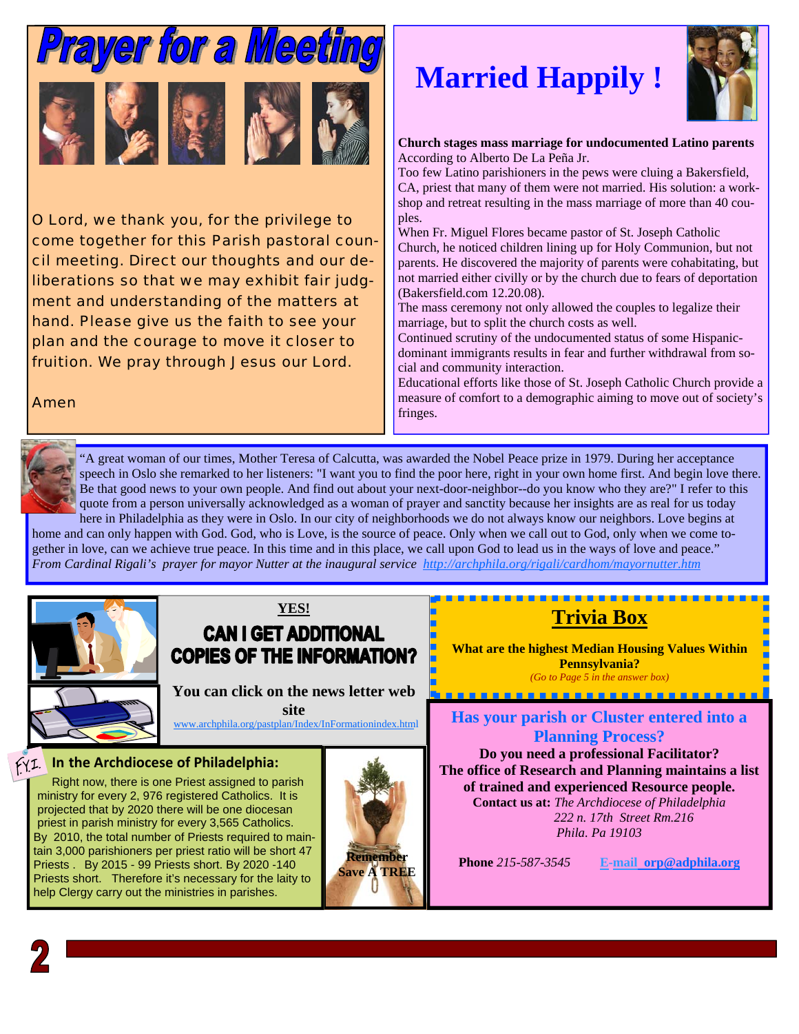# Prayer for a Meeting

O Lord, we thank you, for the privilege to come together for this Parish pastoral council meeting. Direct our thoughts and our deliberations so that we may exhibit fair judgment and understanding of the matters at hand. Please give us the faith to see your plan and the courage to move it closer to fruition. We pray through Jesus our Lord.

Amen

# Married Happily !

**Church stages mass marriage for undocumented Latino parents**
According to Alberto De La Peña Jr.

Too few Latino parishioners in the pews were cluing a Bakersfield, CA, priest that many of them were not married. His solution: a workshop and retreat resulting in the mass marriage of more than 40 couples.

When Fr. Miguel Flores became pastor of St. Joseph Catholic Church, he noticed children lining up for Holy Communion, but not parents. He discovered the majority of parents were cohabitating, but not married either civilly or by the church due to fears of deportation (Bakersfield.com 12.20.08).

The mass ceremony not only allowed the couples to legalize their marriage, but to split the church costs as well.

Continued scrutiny of the undocumented status of some Hispanic-dominant immigrants results in fear and further withdrawal from social and community interaction.

Educational efforts like those of St. Joseph Catholic Church provide a measure of comfort to a demographic aiming to move out of society's fringes.

"A great woman of our times, Mother Teresa of Calcutta, was awarded the Nobel Peace prize in 1979. During her acceptance speech in Oslo she remarked to her listeners: "I want you to find the poor here, right in your own home first. And begin love there. Be that good news to your own people. And find out about your next-door-neighbor--do you know who they are?" I refer to this quote from a person universally acknowledged as a woman of prayer and sanctity because her insights are as real for us today here in Philadelphia as they were in Oslo. In our city of neighborhoods we do not always know our neighbors. Love begins at home and can only happen with God. God, who is Love, is the source of peace. Only when we call out to God, only when we come together in love, can we achieve true peace. In this time and in this place, we call upon God to lead us in the ways of love and peace."
*From Cardinal Rigali's prayer for mayor Nutter at the inaugural service* http://archphila.org/rigali/cardhom/mayornutter.htm

**YES!**

## CAN I GET ADDITIONAL COPIES OF THE INFORMATION?

**You can click on the news letter web site**
www.archphila.org/pastplan/Index/InFormationindex.html

## Trivia Box

**What are the highest Median Housing Values Within Pennsylvania?**
*(Go to Page 5 in the answer box)*

### In the Archdiocese of Philadelphia:

FYI.

Right now, there is one Priest assigned to parish ministry for every 2, 976 registered Catholics. It is projected that by 2020 there will be one diocesan priest in parish ministry for every 3,565 Catholics. By 2010, the total number of Priests required to maintain 3,000 parishioners per priest ratio will be short 47 Priests . By 2015 - 99 Priests short. By 2020 -140 Priests short. Therefore it's necessary for the laity to help Clergy carry out the ministries in parishes.

**Remember Save A TREE**

## Has your parish or Cluster entered into a Planning Process?

**Do you need a professional Facilitator?**
**The office of Research and Planning maintains a list of trained and experienced Resource people.**
**Contact us at:** *The Archdiocese of Philadelphia*
*222 n. 17th Street Rm.216*
*Phila. Pa 19103*

**Phone** *215-587-3545* **E-mail orp@adphila.org**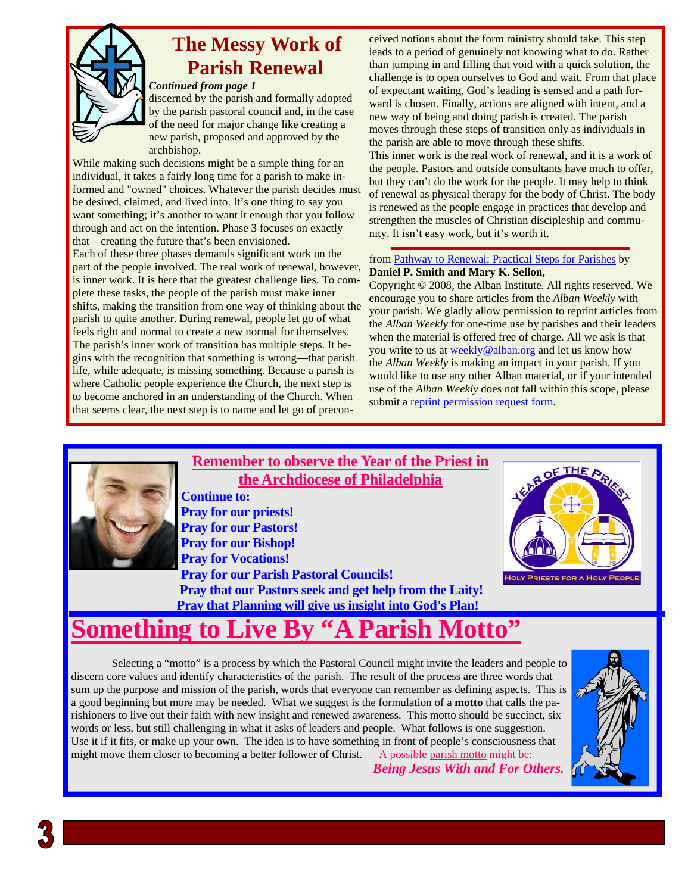# The Messy Work of Parish Renewal

***Continued from page 1***

discerned by the parish and formally adopted by the parish pastoral council and, in the case of the need for major change like creating a new parish, proposed and approved by the archbishop.

While making such decisions might be a simple thing for an individual, it takes a fairly long time for a parish to make informed and "owned" choices. Whatever the parish decides must be desired, claimed, and lived into. It's one thing to say you want something; it's another to want it enough that you follow through and act on the intention. Phase 3 focuses on exactly that—creating the future that's been envisioned.

Each of these three phases demands significant work on the part of the people involved. The real work of renewal, however, is inner work. It is here that the greatest challenge lies. To complete these tasks, the people of the parish must make inner shifts, making the transition from one way of thinking about the parish to quite another. During renewal, people let go of what feels right and normal to create a new normal for themselves.

The parish's inner work of transition has multiple steps. It begins with the recognition that something is wrong—that parish life, while adequate, is missing something. Because a parish is where Catholic people experience the Church, the next step is to become anchored in an understanding of the Church. When that seems clear, the next step is to name and let go of preconceived notions about the form ministry should take. This step leads to a period of genuinely not knowing what to do. Rather than jumping in and filling that void with a quick solution, the challenge is to open ourselves to God and wait. From that place of expectant waiting, God's leading is sensed and a path forward is chosen. Finally, actions are aligned with intent, and a new way of being and doing parish is created. The parish moves through these steps of transition only as individuals in the parish are able to move through these shifts.

This inner work is the real work of renewal, and it is a work of the people. Pastors and outside consultants have much to offer, but they can't do the work for the people. It may help to think of renewal as physical therapy for the body of Christ. The body is renewed as the people engage in practices that develop and strengthen the muscles of Christian discipleship and community. It isn't easy work, but it's worth it.

from Pathway to Renewal: Practical Steps for Parishes by **Daniel P. Smith and Mary K. Sellon,**

Copyright © 2008, the Alban Institute. All rights reserved. We encourage you to share articles from the *Alban Weekly* with your parish. We gladly allow permission to reprint articles from the *Alban Weekly* for one-time use by parishes and their leaders when the material is offered free of charge. All we ask is that you write to us at weekly@alban.org and let us know how the *Alban Weekly* is making an impact in your parish. If you would like to use any other Alban material, or if your intended use of the *Alban Weekly* does not fall within this scope, please submit a reprint permission request form.

**Remember to observe the Year of the Priest in the Archdiocese of Philadelphia**

**Continue to:**
**Pray for our priests!**
**Pray for our Pastors!**
**Pray for our Bishop!**
**Pray for Vocations!**
**Pray for our Parish Pastoral Councils!**
**Pray that our Pastors seek and get help from the Laity!**
**Pray that Planning will give us insight into God's Plan!**

# Something to Live By "A Parish Motto"

Selecting a "motto" is a process by which the Pastoral Council might invite the leaders and people to discern core values and identify characteristics of the parish. The result of the process are three words that sum up the purpose and mission of the parish, words that everyone can remember as defining aspects. This is a good beginning but more may be needed. What we suggest is the formulation of a **motto** that calls the parishioners to live out their faith with new insight and renewed awareness. This motto should be succinct, six words or less, but still challenging in what it asks of leaders and people. What follows is one suggestion. Use it if it fits, or make up your own. The idea is to have something in front of people's consciousness that might move them closer to becoming a better follower of Christ. A possible parish motto might be:

***Being Jesus With and For Others.***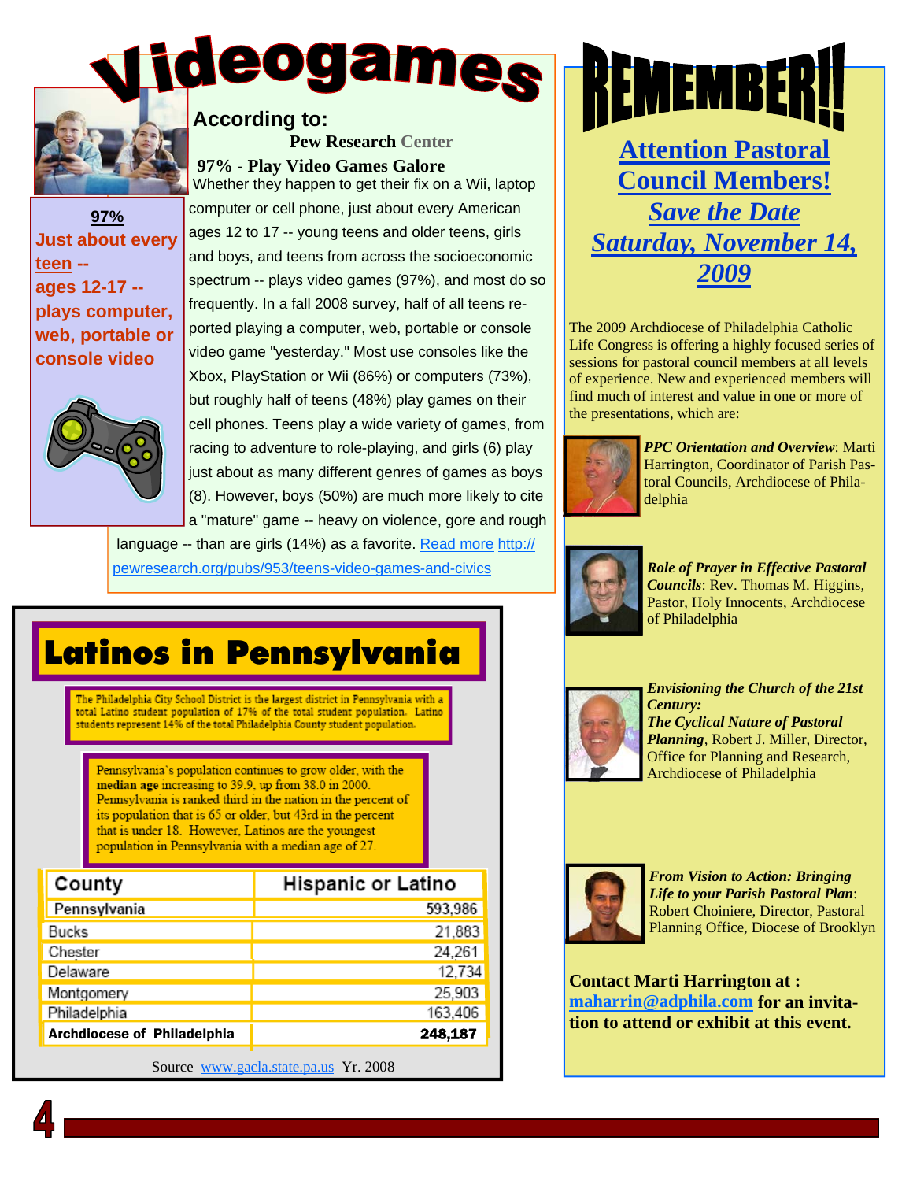# Videogames

**According to:**

**Pew Research Center**

**97% - Play Video Games Galore**

**97%**
**Just about every teen -- ages 12-17 -- plays computer, web, portable or console video**

Whether they happen to get their fix on a Wii, laptop computer or cell phone, just about every American ages 12 to 17 -- young teens and older teens, girls and boys, and teens from across the socioeconomic spectrum -- plays video games (97%), and most do so frequently. In a fall 2008 survey, half of all teens reported playing a computer, web, portable or console video game "yesterday." Most use consoles like the Xbox, PlayStation or Wii (86%) or computers (73%), but roughly half of teens (48%) play games on their cell phones. Teens play a wide variety of games, from racing to adventure to role-playing, and girls (6) play just about as many different genres of games as boys (8). However, boys (50%) are much more likely to cite a "mature" game -- heavy on violence, gore and rough language -- than are girls (14%) as a favorite. Read more http://pewresearch.org/pubs/953/teens-video-games-and-civics

# Latinos in Pennsylvania

The Philadelphia City School District is the largest district in Pennsylvania with a total Latino student population of 17% of the total student population. Latino students represent 14% of the total Philadelphia County student population.

Pennsylvania's population continues to grow older, with the **median age** increasing to 39.9, up from 38.0 in 2000. Pennsylvania is ranked third in the nation in the percent of its population that is 65 or older, but 43rd in the percent that is under 18. However, Latinos are the youngest population in Pennsylvania with a median age of 27.

| County | Hispanic or Latino |
|---|---|
| Pennsylvania | 593,986 |
| Bucks | 21,883 |
| Chester | 24,261 |
| Delaware | 12,734 |
| Montgomery | 25,903 |
| Philadelphia | 163,406 |
| **Archdiocese of Philadelphia** | **248,187** |

Source www.gacla.state.pa.us Yr. 2008

# REMEMBER!!

## Attention Pastoral Council Members!

## *Save the Date*

## *Saturday, November 14, 2009*

The 2009 Archdiocese of Philadelphia Catholic Life Congress is offering a highly focused series of sessions for pastoral council members at all levels of experience. New and experienced members will find much of interest and value in one or more of the presentations, which are:

***PPC Orientation and Overview***: Marti Harrington, Coordinator of Parish Pastoral Councils, Archdiocese of Philadelphia

***Role of Prayer in Effective Pastoral Councils***: Rev. Thomas M. Higgins, Pastor, Holy Innocents, Archdiocese of Philadelphia

***Envisioning the Church of the 21st Century: The Cyclical Nature of Pastoral Planning***, Robert J. Miller, Director, Office for Planning and Research, Archdiocese of Philadelphia

***From Vision to Action: Bringing Life to your Parish Pastoral Plan***: Robert Choiniere, Director, Pastoral Planning Office, Diocese of Brooklyn

**Contact Marti Harrington at : maharrin@adphila.com for an invitation to attend or exhibit at this event.**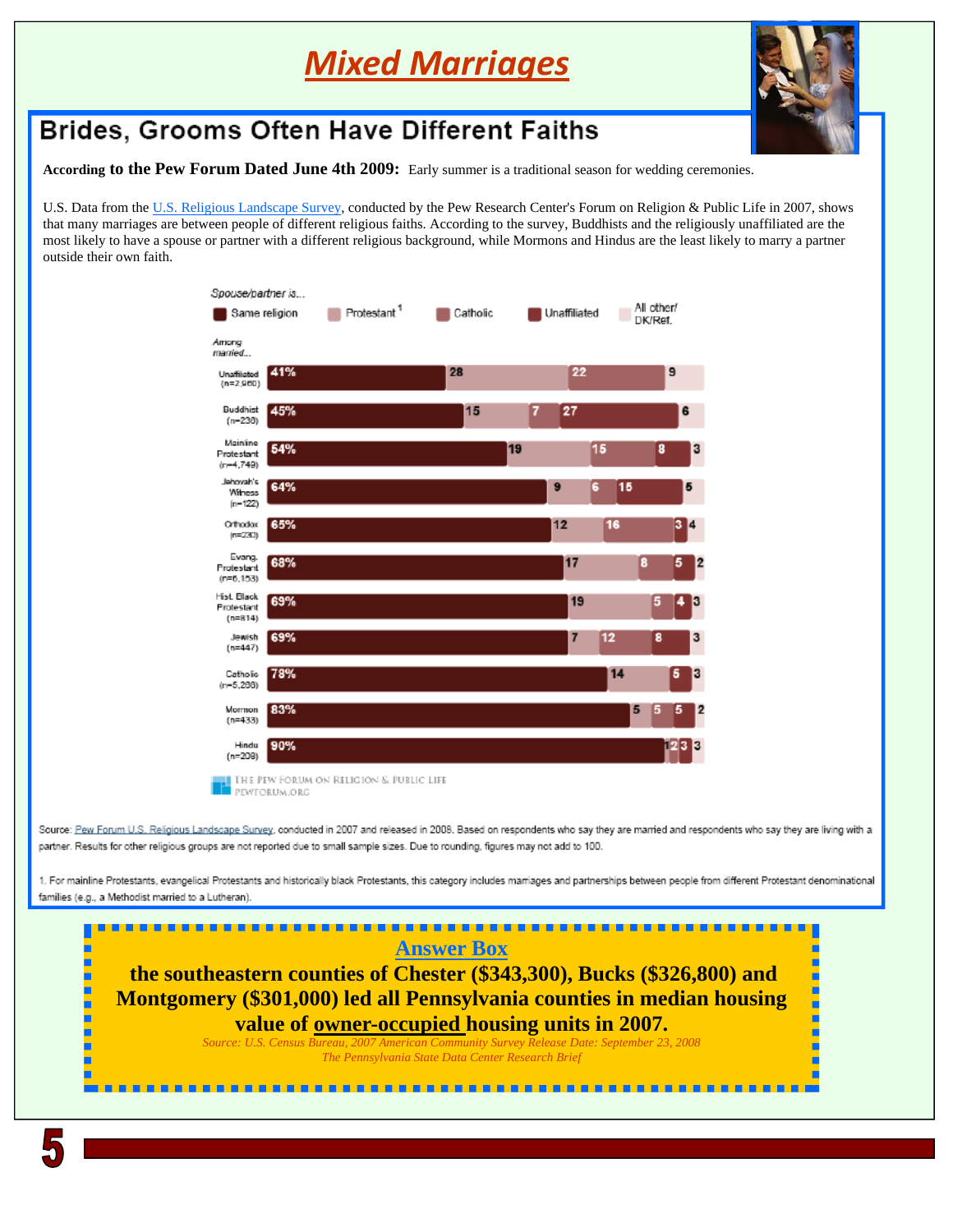# Mixed Marriages

## Brides, Grooms Often Have Different Faiths

**According to the Pew Forum Dated June 4th 2009:** Early summer is a traditional season for wedding ceremonies.

U.S. Data from the U.S. Religious Landscape Survey, conducted by the Pew Research Center's Forum on Religion & Public Life in 2007, shows that many marriages are between people of different religious faiths. According to the survey, Buddhists and the religiously unaffiliated are the most likely to have a spouse or partner with a different religious background, while Mormons and Hindus are the least likely to marry a partner outside their own faith.

Spouse/partner is...

Same religion
Protestant[1]
Catholic
Unaffiliated
All other/ DK/Ref.

Among married...

Unaffiliated (n=2,960) 41% 28 22 9

Buddhist (n=238) 45% 15 7 27 6

Mainline Protestant (n=4,749) 54% 19 15 8 3

Jehovah's Witness (n=122) 64% 9 6 15 5

Orthodox (n=230) 65% 12 16 3 4

Evang. Protestant (n=6,153) 68% 17 8 5 2

Hist. Black Protestant (n=814) 69% 19 5 4 3

Jewish (n=447) 69% 7 12 8 3

Catholic (n=5,288) 78% 14 5 3

Mormon (n=433) 83% 5 5 5 2

Hindu (n=208) 90% 1 2 3 3

THE PEW FORUM ON RELIGION & PUBLIC LIFE
PEWFORUM.ORG

Source: Pew Forum U.S. Religious Landscape Survey, conducted in 2007 and released in 2008. Based on respondents who say they are married and respondents who say they are living with a partner. Results for other religious groups are not reported due to small sample sizes. Due to rounding, figures may not add to 100.

1. For mainline Protestants, evangelical Protestants and historically black Protestants, this category includes marriages and partnerships between people from different Protestant denominational families (e.g., a Methodist married to a Lutheran).

**Answer Box**

**the southeastern counties of Chester ($343,300), Bucks ($326,800) and Montgomery ($301,000) led all Pennsylvania counties in median housing value of owner-occupied housing units in 2007.**

*Source: U.S. Census Bureau, 2007 American Community Survey Release Date: September 23, 2008*
*The Pennsylvania State Data Center Research Brief*